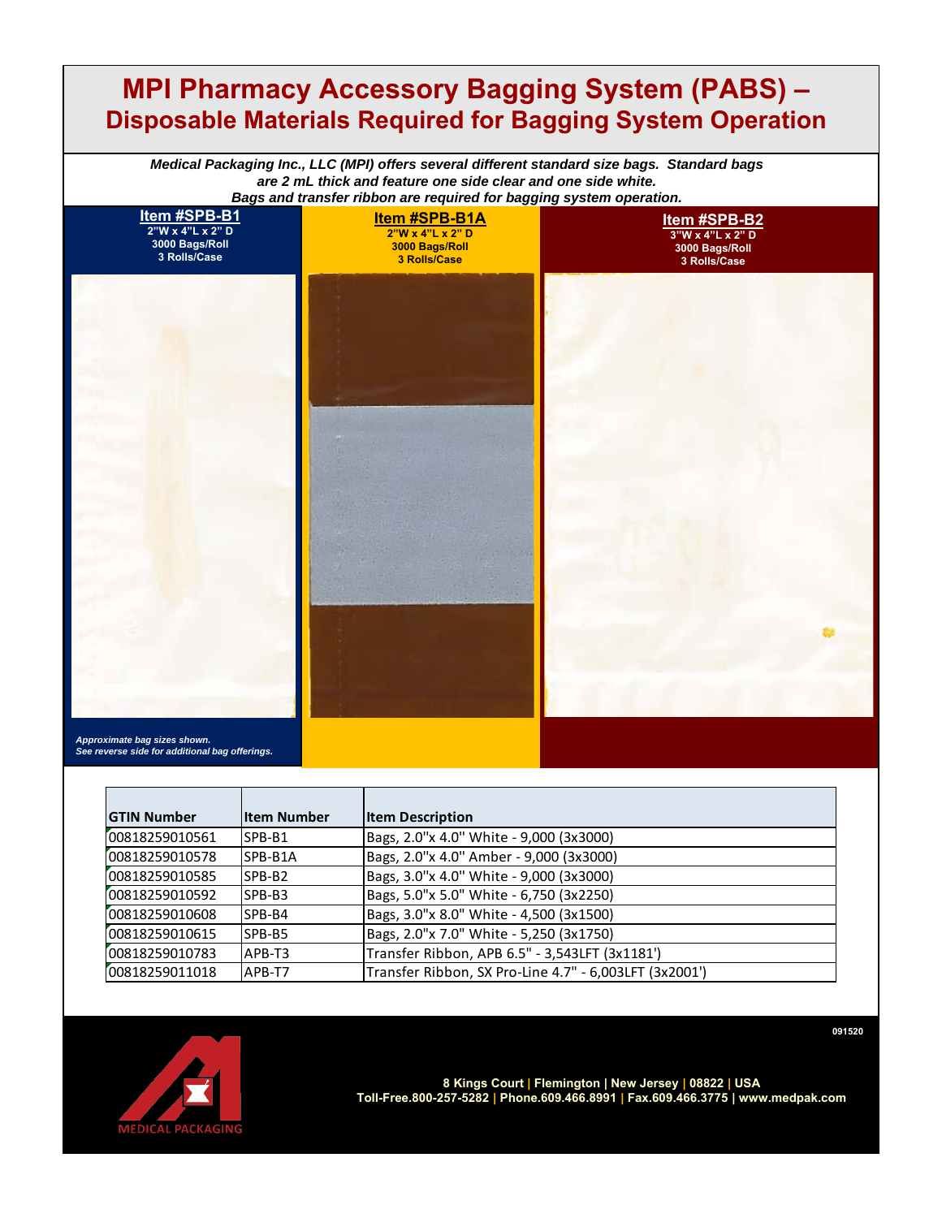# MPI Pharmacy Accessory Bagging System (PABS) –

## Disposable Materials Required for Bagging System Operation

***Medical Packaging Inc., LLC (MPI) offers several different standard size bags. Standard bags are 2 mL thick and feature one side clear and one side white. Bags and transfer ribbon are required for bagging system operation.***

**Item #SPB-B1**
**2"W x 4"L x 2" D**
**3000 Bags/Roll**
**3 Rolls/Case**

**Item #SPB-B1A**
**2"W x 4"L x 2" D**
**3000 Bags/Roll**
**3 Rolls/Case**

**Item #SPB-B2**
**3"W x 4"L x 2" D**
**3000 Bags/Roll**
**3 Rolls/Case**

***Approximate bag sizes shown.***
***See reverse side for additional bag offerings.***

| GTIN Number | Item Number | Item Description |
|---|---|---|
| 00818259010561 | SPB-B1 | Bags, 2.0"x 4.0" White - 9,000 (3x3000) |
| 00818259010578 | SPB-B1A | Bags, 2.0"x 4.0" Amber - 9,000 (3x3000) |
| 00818259010585 | SPB-B2 | Bags, 3.0"x 4.0" White - 9,000 (3x3000) |
| 00818259010592 | SPB-B3 | Bags, 5.0"x 5.0" White - 6,750 (3x2250) |
| 00818259010608 | SPB-B4 | Bags, 3.0"x 8.0" White - 4,500 (3x1500) |
| 00818259010615 | SPB-B5 | Bags, 2.0"x 7.0" White - 5,250 (3x1750) |
| 00818259010783 | APB-T3 | Transfer Ribbon, APB 6.5" - 3,543LFT (3x1181') |
| 00818259011018 | APB-T7 | Transfer Ribbon, SX Pro-Line 4.7" - 6,003LFT (3x2001') |

091520

MEDICAL PACKAGING

**8 Kings Court | Flemington | New Jersey | 08822 | USA**
**Toll-Free.800-257-5282 | Phone.609.466.8991 | Fax.609.466.3775 | www.medpak.com**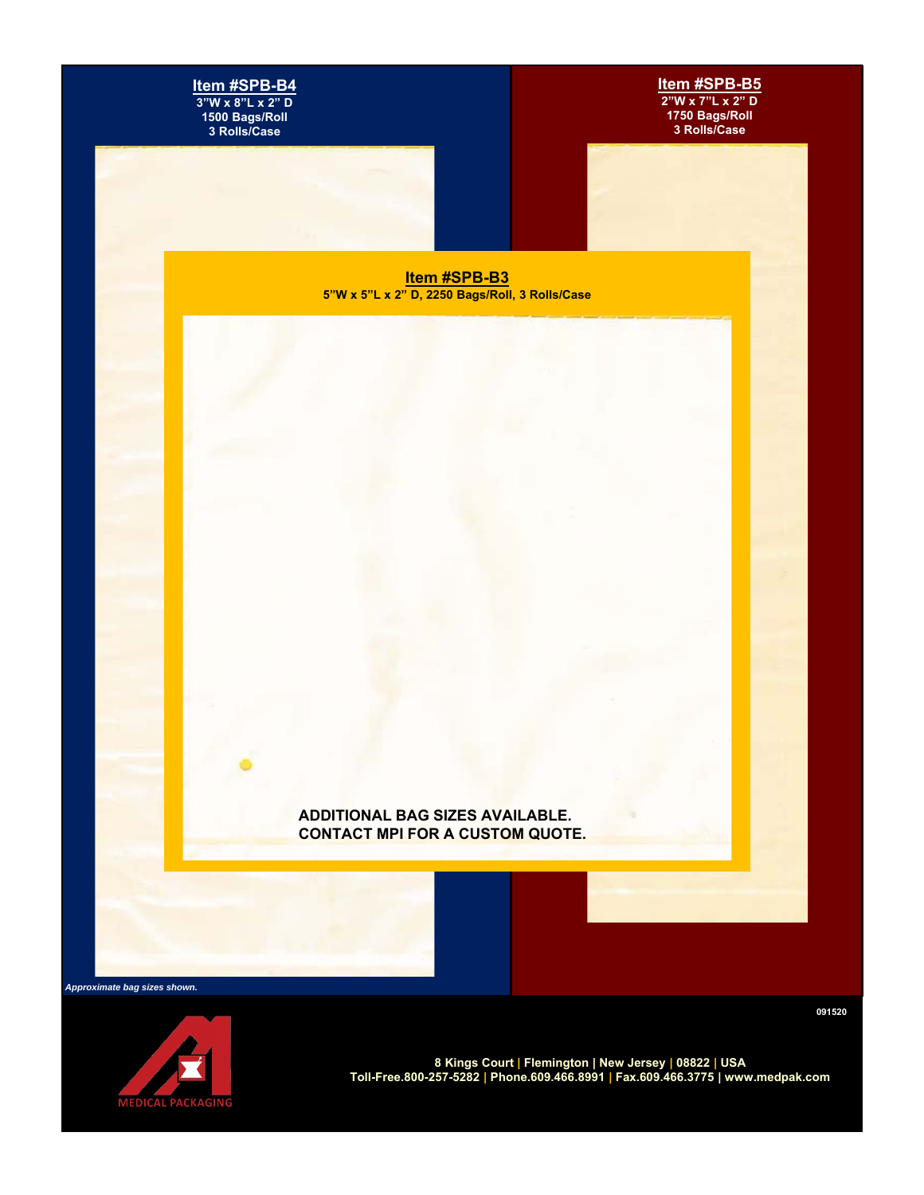**Item #SPB-B4**
3”W x 8”L x 2” D
1500 Bags/Roll
3 Rolls/Case

**Item #SPB-B5**
2”W x 7”L x 2” D
1750 Bags/Roll
3 Rolls/Case

**Item #SPB-B3**
5”W x 5”L x 2” D, 2250 Bags/Roll, 3 Rolls/Case

**ADDITIONAL BAG SIZES AVAILABLE.**
**CONTACT MPI FOR A CUSTOM QUOTE.**

*Approximate bag sizes shown.*

091520

MEDICAL PACKAGING

8 Kings Court | Flemington | New Jersey | 08822 | USA
Toll-Free.800-257-5282 | Phone.609.466.8991 | Fax.609.466.3775 | www.medpak.com